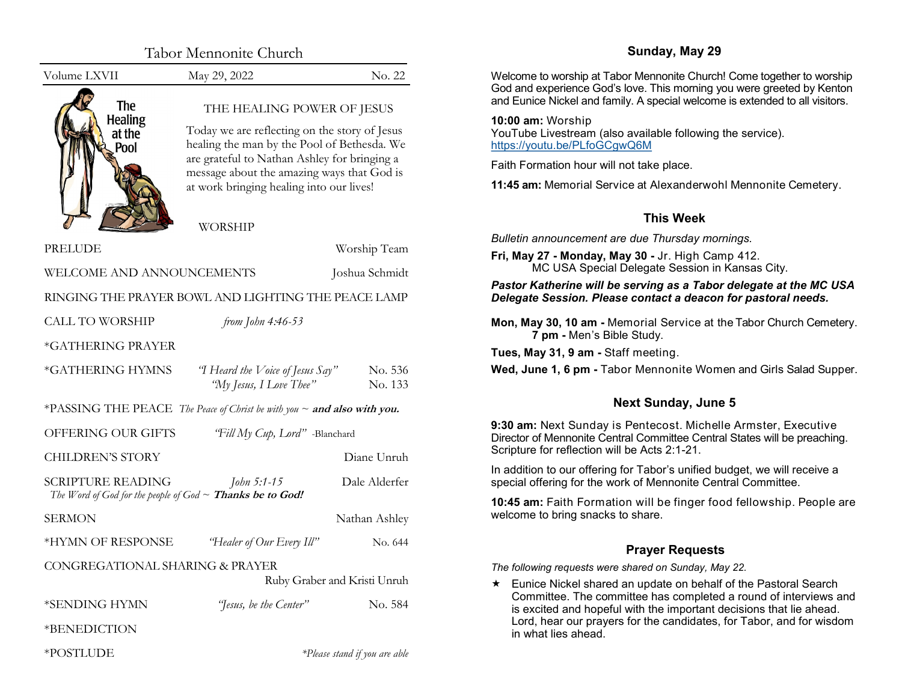# Tabor Mennonite Church

Volume LXVII | May 29, 2022 | No. 22

## THE HEALING POWER OF JESUS

Today we are reflecting on the story of Jesus healing the man by the Pool of Bethesda. We are grateful to Nathan Ashley for bringing a message about the amazing ways that God is at work bringing healing into our lives!

## WORSHIP

PRELUDE — Worship Team

WELCOME AND ANNOUNCEMENTS — Joshua Schmidt

RINGING THE PRAYER BOWL AND LIGHTING THE PEACE LAMP

CALL TO WORSHIP — *from John 4:46-53*

*GATHERING PRAYER

*GATHERING HYMNS — *"I Heard the Voice of Jesus Say"* No. 536
*"My Jesus, I Love Thee"* No. 133

*PASSING THE PEACE *The Peace of Christ be with you ~* ***and also with you.***

OFFERING OUR GIFTS — *"Fill My Cup, Lord"* -Blanchard

CHILDREN'S STORY — Diane Unruh

SCRIPTURE READING — *John 5:1-15* — Dale Alderfer
*The Word of God for the people of God ~* ***Thanks be to God!***

SERMON — Nathan Ashley

*HYMN OF RESPONSE — *"Healer of Our Every Ill"* No. 644

CONGREGATIONAL SHARING & PRAYER — Ruby Graber and Kristi Unruh

*SENDING HYMN — *"Jesus, be the Center"* No. 584

*BENEDICTION

*POSTLUDE

*\*Please stand if you are able*

## Sunday, May 29

Welcome to worship at Tabor Mennonite Church! Come together to worship God and experience God's love. This morning you were greeted by Kenton and Eunice Nickel and family. A special welcome is extended to all visitors.

**10:00 am:** Worship
YouTube Livestream (also available following the service).
https://youtu.be/PLfoGCgwQ6M

Faith Formation hour will not take place.

**11:45 am:** Memorial Service at Alexanderwohl Mennonite Cemetery.

## This Week

*Bulletin announcement are due Thursday mornings.*

**Fri, May 27 - Monday, May 30 -** Jr. High Camp 412.
MC USA Special Delegate Session in Kansas City.

***Pastor Katherine will be serving as a Tabor delegate at the MC USA Delegate Session. Please contact a deacon for pastoral needs.***

**Mon, May 30, 10 am -** Memorial Service at the Tabor Church Cemetery.
**7 pm -** Men's Bible Study.

**Tues, May 31, 9 am -** Staff meeting.

**Wed, June 1, 6 pm -** Tabor Mennonite Women and Girls Salad Supper.

## Next Sunday, June 5

**9:30 am:** Next Sunday is Pentecost. Michelle Armster, Executive Director of Mennonite Central Committee Central States will be preaching. Scripture for reflection will be Acts 2:1-21.

In addition to our offering for Tabor's unified budget, we will receive a special offering for the work of Mennonite Central Committee.

**10:45 am:** Faith Formation will be finger food fellowship. People are welcome to bring snacks to share.

## Prayer Requests

*The following requests were shared on Sunday, May 22.*

- ★ Eunice Nickel shared an update on behalf of the Pastoral Search Committee. The committee has completed a round of interviews and is excited and hopeful with the important decisions that lie ahead. Lord, hear our prayers for the candidates, for Tabor, and for wisdom in what lies ahead.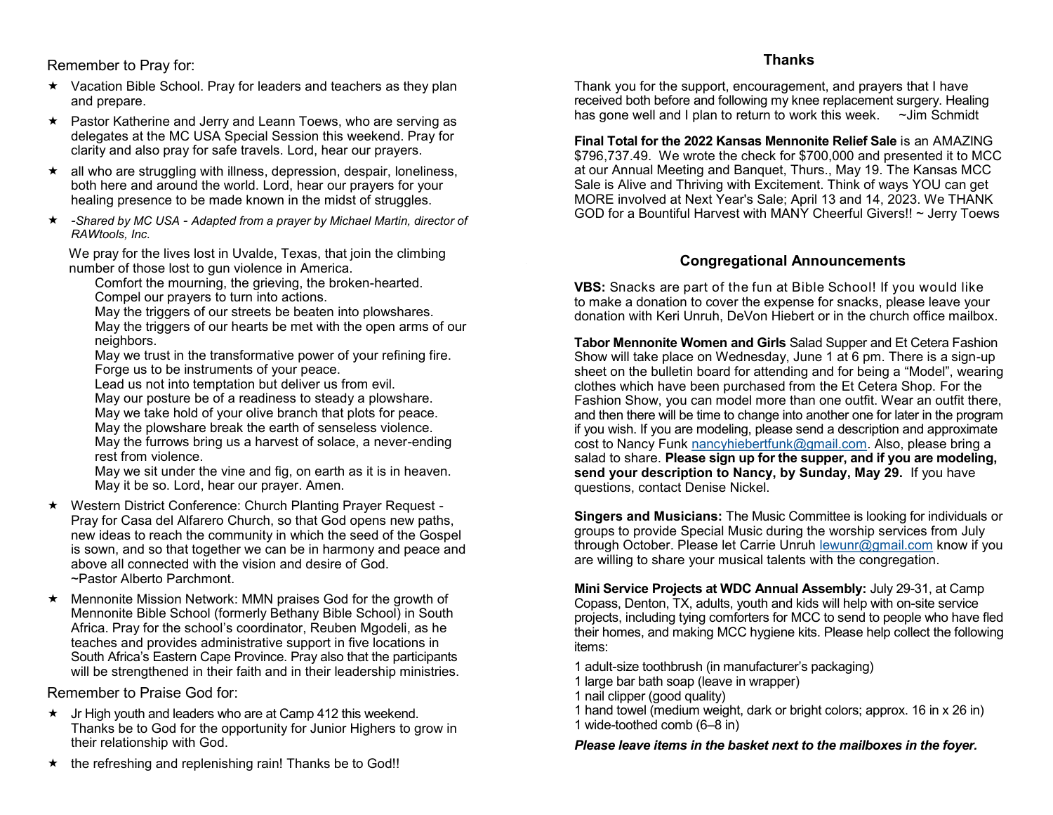Remember to Pray for:

- Vacation Bible School. Pray for leaders and teachers as they plan and prepare.
- Pastor Katherine and Jerry and Leann Toews, who are serving as delegates at the MC USA Special Session this weekend. Pray for clarity and also pray for safe travels. Lord, hear our prayers.
- all who are struggling with illness, depression, despair, loneliness, both here and around the world. Lord, hear our prayers for your healing presence to be made known in the midst of struggles.
- -*Shared by MC USA - Adapted from a prayer by Michael Martin, director of RAWtools, Inc.*

  We pray for the lives lost in Uvalde, Texas, that join the climbing number of those lost to gun violence in America.
  
  Comfort the mourning, the grieving, the broken-hearted.  
  Compel our prayers to turn into actions.  
  May the triggers of our streets be beaten into plowshares.  
  May the triggers of our hearts be met with the open arms of our neighbors.  
  May we trust in the transformative power of your refining fire.  
  Forge us to be instruments of your peace.  
  Lead us not into temptation but deliver us from evil.  
  May our posture be of a readiness to steady a plowshare.  
  May we take hold of your olive branch that plots for peace.  
  May the plowshare break the earth of senseless violence.  
  May the furrows bring us a harvest of solace, a never-ending rest from violence.  
  May we sit under the vine and fig, on earth as it is in heaven.  
  May it be so. Lord, hear our prayer. Amen.
- Western District Conference: Church Planting Prayer Request - Pray for Casa del Alfarero Church, so that God opens new paths, new ideas to reach the community in which the seed of the Gospel is sown, and so that together we can be in harmony and peace and above all connected with the vision and desire of God. ~Pastor Alberto Parchmont.
- Mennonite Mission Network: MMN praises God for the growth of Mennonite Bible School (formerly Bethany Bible School) in South Africa. Pray for the school's coordinator, Reuben Mgodeli, as he teaches and provides administrative support in five locations in South Africa's Eastern Cape Province. Pray also that the participants will be strengthened in their faith and in their leadership ministries.

Remember to Praise God for:

- Jr High youth and leaders who are at Camp 412 this weekend. Thanks be to God for the opportunity for Junior Highers to grow in their relationship with God.
- the refreshing and replenishing rain! Thanks be to God!!

## Thanks

Thank you for the support, encouragement, and prayers that I have received both before and following my knee replacement surgery. Healing has gone well and I plan to return to work this week. ~Jim Schmidt

**Final Total for the 2022 Kansas Mennonite Relief Sale** is an AMAZING $796,737.49. We wrote the check for $700,000 and presented it to MCC at our Annual Meeting and Banquet, Thurs., May 19. The Kansas MCC Sale is Alive and Thriving with Excitement. Think of ways YOU can get MORE involved at Next Year's Sale; April 13 and 14, 2023. We THANK GOD for a Bountiful Harvest with MANY Cheerful Givers!! ~ Jerry Toews

## Congregational Announcements

**VBS:** Snacks are part of the fun at Bible School! If you would like to make a donation to cover the expense for snacks, please leave your donation with Keri Unruh, DeVon Hiebert or in the church office mailbox.

**Tabor Mennonite Women and Girls** Salad Supper and Et Cetera Fashion Show will take place on Wednesday, June 1 at 6 pm. There is a sign-up sheet on the bulletin board for attending and for being a "Model", wearing clothes which have been purchased from the Et Cetera Shop. For the Fashion Show, you can model more than one outfit. Wear an outfit there, and then there will be time to change into another one for later in the program if you wish. If you are modeling, please send a description and approximate cost to Nancy Funk nancyhiebertfunk@gmail.com. Also, please bring a salad to share. **Please sign up for the supper, and if you are modeling, send your description to Nancy, by Sunday, May 29.** If you have questions, contact Denise Nickel.

**Singers and Musicians:** The Music Committee is looking for individuals or groups to provide Special Music during the worship services from July through October. Please let Carrie Unruh lewunr@gmail.com know if you are willing to share your musical talents with the congregation.

**Mini Service Projects at WDC Annual Assembly:** July 29-31, at Camp Copass, Denton, TX, adults, youth and kids will help with on-site service projects, including tying comforters for MCC to send to people who have fled their homes, and making MCC hygiene kits. Please help collect the following items:

1 adult-size toothbrush (in manufacturer's packaging)  
1 large bar bath soap (leave in wrapper)  
1 nail clipper (good quality)  
1 hand towel (medium weight, dark or bright colors; approx. 16 in x 26 in)  
1 wide-toothed comb (6–8 in)

***Please leave items in the basket next to the mailboxes in the foyer.***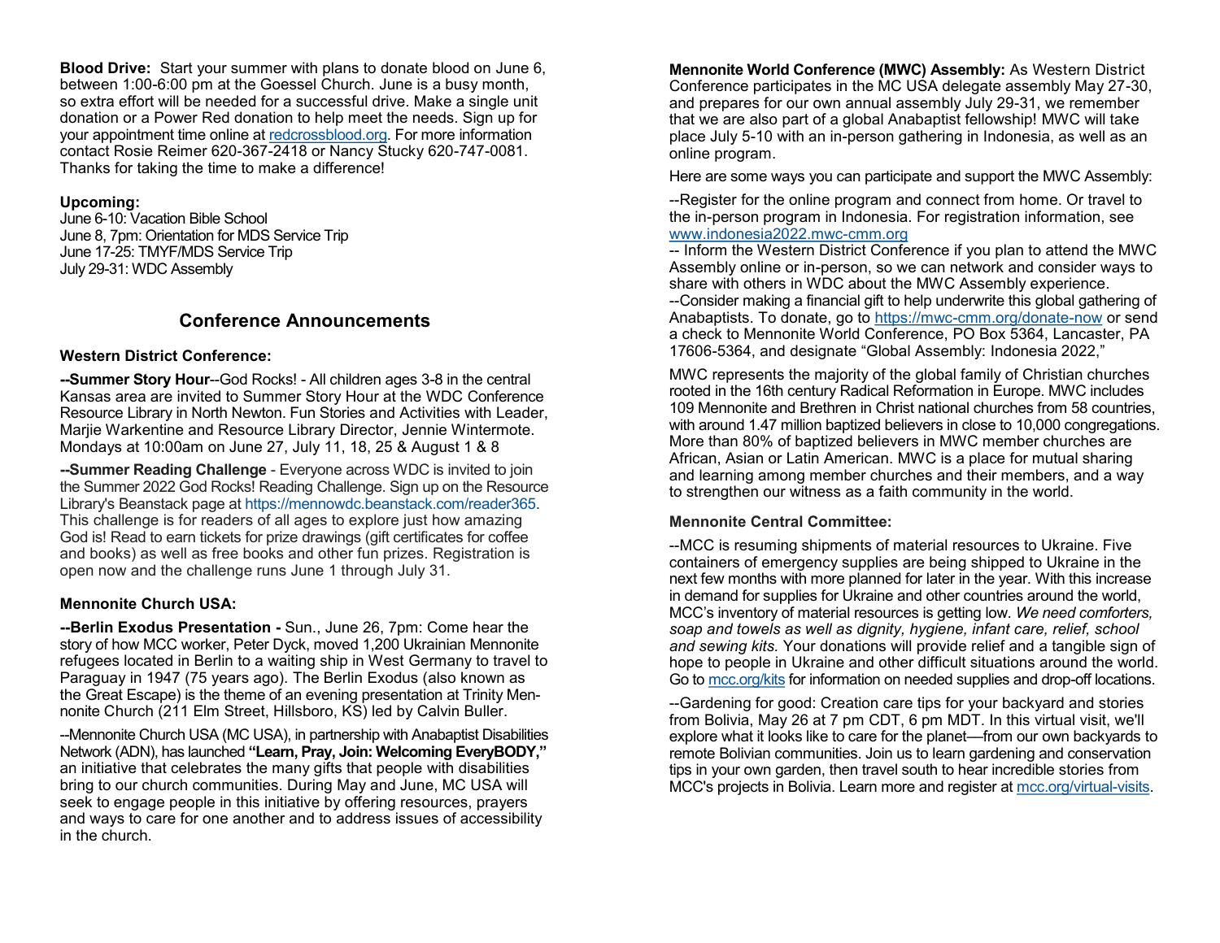**Blood Drive:** Start your summer with plans to donate blood on June 6, between 1:00-6:00 pm at the Goessel Church. June is a busy month, so extra effort will be needed for a successful drive. Make a single unit donation or a Power Red donation to help meet the needs. Sign up for your appointment time online at redcrossblood.org. For more information contact Rosie Reimer 620-367-2418 or Nancy Stucky 620-747-0081. Thanks for taking the time to make a difference!

**Upcoming:**
June 6-10: Vacation Bible School
June 8, 7pm: Orientation for MDS Service Trip
June 17-25: TMYF/MDS Service Trip
July 29-31: WDC Assembly

## Conference Announcements

**Western District Conference:**

**--Summer Story Hour**--God Rocks! - All children ages 3-8 in the central Kansas area are invited to Summer Story Hour at the WDC Conference Resource Library in North Newton. Fun Stories and Activities with Leader, Marjie Warkentine and Resource Library Director, Jennie Wintermote. Mondays at 10:00am on June 27, July 11, 18, 25 & August 1 & 8

**--Summer Reading Challenge** - Everyone across WDC is invited to join the Summer 2022 God Rocks! Reading Challenge. Sign up on the Resource Library's Beanstack page at https://mennowdc.beanstack.com/reader365. This challenge is for readers of all ages to explore just how amazing God is! Read to earn tickets for prize drawings (gift certificates for coffee and books) as well as free books and other fun prizes. Registration is open now and the challenge runs June 1 through July 31.

**Mennonite Church USA:**

**--Berlin Exodus Presentation -** Sun., June 26, 7pm: Come hear the story of how MCC worker, Peter Dyck, moved 1,200 Ukrainian Mennonite refugees located in Berlin to a waiting ship in West Germany to travel to Paraguay in 1947 (75 years ago). The Berlin Exodus (also known as the Great Escape) is the theme of an evening presentation at Trinity Mennonite Church (211 Elm Street, Hillsboro, KS) led by Calvin Buller.

--Mennonite Church USA (MC USA), in partnership with Anabaptist Disabilities Network (ADN), has launched **"Learn, Pray, Join: Welcoming EveryBODY,"** an initiative that celebrates the many gifts that people with disabilities bring to our church communities. During May and June, MC USA will seek to engage people in this initiative by offering resources, prayers and ways to care for one another and to address issues of accessibility in the church.

**Mennonite World Conference (MWC) Assembly:** As Western District Conference participates in the MC USA delegate assembly May 27-30, and prepares for our own annual assembly July 29-31, we remember that we are also part of a global Anabaptist fellowship! MWC will take place July 5-10 with an in-person gathering in Indonesia, as well as an online program.

Here are some ways you can participate and support the MWC Assembly:

--Register for the online program and connect from home. Or travel to the in-person program in Indonesia. For registration information, see www.indonesia2022.mwc-cmm.org
-- Inform the Western District Conference if you plan to attend the MWC Assembly online or in-person, so we can network and consider ways to share with others in WDC about the MWC Assembly experience.
--Consider making a financial gift to help underwrite this global gathering of Anabaptists. To donate, go to https://mwc-cmm.org/donate-now or send a check to Mennonite World Conference, PO Box 5364, Lancaster, PA 17606-5364, and designate "Global Assembly: Indonesia 2022,"

MWC represents the majority of the global family of Christian churches rooted in the 16th century Radical Reformation in Europe. MWC includes 109 Mennonite and Brethren in Christ national churches from 58 countries, with around 1.47 million baptized believers in close to 10,000 congregations. More than 80% of baptized believers in MWC member churches are African, Asian or Latin American. MWC is a place for mutual sharing and learning among member churches and their members, and a way to strengthen our witness as a faith community in the world.

**Mennonite Central Committee:**

--MCC is resuming shipments of material resources to Ukraine. Five containers of emergency supplies are being shipped to Ukraine in the next few months with more planned for later in the year. With this increase in demand for supplies for Ukraine and other countries around the world, MCC's inventory of material resources is getting low. *We need comforters, soap and towels as well as dignity, hygiene, infant care, relief, school and sewing kits.* Your donations will provide relief and a tangible sign of hope to people in Ukraine and other difficult situations around the world. Go to mcc.org/kits for information on needed supplies and drop-off locations.

--Gardening for good: Creation care tips for your backyard and stories from Bolivia, May 26 at 7 pm CDT, 6 pm MDT. In this virtual visit, we'll explore what it looks like to care for the planet—from our own backyards to remote Bolivian communities. Join us to learn gardening and conservation tips in your own garden, then travel south to hear incredible stories from MCC's projects in Bolivia. Learn more and register at mcc.org/virtual-visits.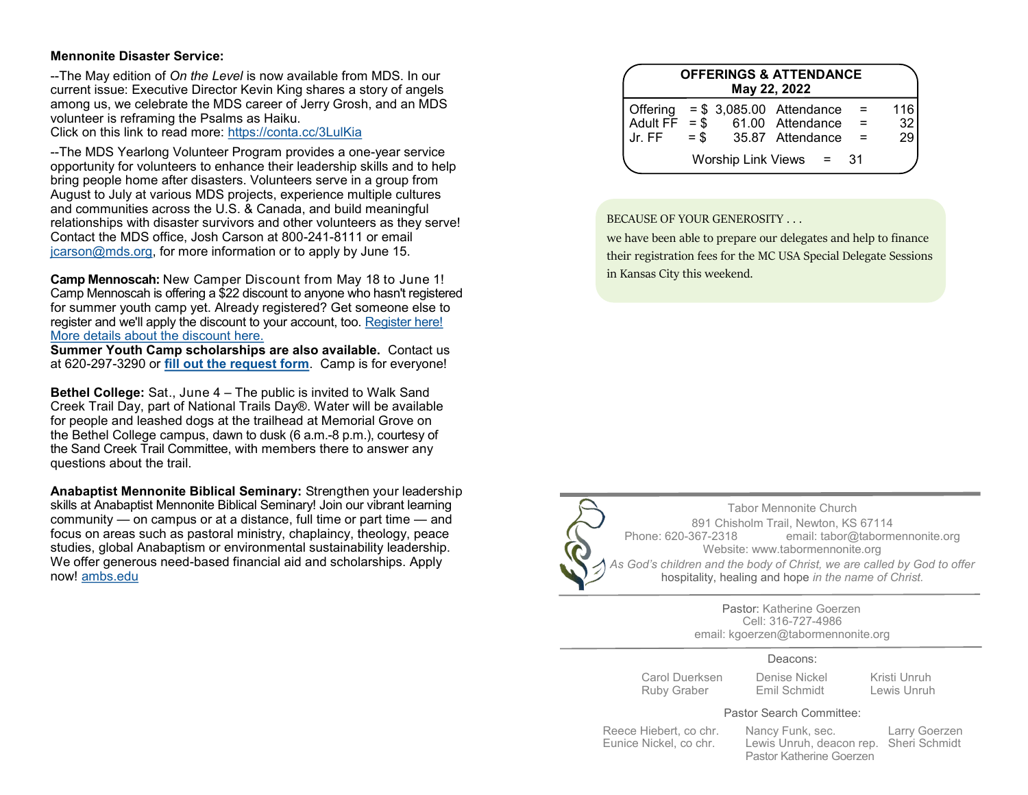**Mennonite Disaster Service:**

--The May edition of *On the Level* is now available from MDS. In our current issue: Executive Director Kevin King shares a story of angels among us, we celebrate the MDS career of Jerry Grosh, and an MDS volunteer is reframing the Psalms as Haiku.
Click on this link to read more: https://conta.cc/3LulKia

--The MDS Yearlong Volunteer Program provides a one-year service opportunity for volunteers to enhance their leadership skills and to help bring people home after disasters. Volunteers serve in a group from August to July at various MDS projects, experience multiple cultures and communities across the U.S. & Canada, and build meaningful relationships with disaster survivors and other volunteers as they serve! Contact the MDS office, Josh Carson at 800-241-8111 or email jcarson@mds.org, for more information or to apply by June 15.

**Camp Mennoscah:** New Camper Discount from May 18 to June 1! Camp Mennoscah is offering a $22 discount to anyone who hasn't registered for summer youth camp yet. Already registered? Get someone else to register and we'll apply the discount to your account, too. Register here! More details about the discount here.
**Summer Youth Camp scholarships are also available.** Contact us at 620-297-3290 or **fill out the request form**. Camp is for everyone!

**Bethel College:** Sat., June 4 – The public is invited to Walk Sand Creek Trail Day, part of National Trails Day®. Water will be available for people and leashed dogs at the trailhead at Memorial Grove on the Bethel College campus, dawn to dusk (6 a.m.-8 p.m.), courtesy of the Sand Creek Trail Committee, with members there to answer any questions about the trail.

**Anabaptist Mennonite Biblical Seminary:** Strengthen your leadership skills at Anabaptist Mennonite Biblical Seminary! Join our vibrant learning community — on campus or at a distance, full time or part time — and focus on areas such as pastoral ministry, chaplaincy, theology, peace studies, global Anabaptism or environmental sustainability leadership. We offer generous need-based financial aid and scholarships. Apply now! ambs.edu

**OFFERINGS & ATTENDANCE**
**May 22, 2022**

| | | | |
|---|---|---|---|
| Offering | = $ 3,085.00 | Attendance | = 116 |
| Adult FF | = $ 61.00 | Attendance | = 32 |
| Jr. FF | = $ 35.87 | Attendance | = 29 |

Worship Link Views = 31

BECAUSE OF YOUR GENEROSITY . . .

we have been able to prepare our delegates and help to finance their registration fees for the MC USA Special Delegate Sessions in Kansas City this weekend.

Tabor Mennonite Church
891 Chisholm Trail, Newton, KS 67114
Phone: 620-367-2318 email: tabor@tabormennonite.org
Website: www.tabormennonite.org
*As God's children and the body of Christ, we are called by God to offer* hospitality, healing and hope *in the name of Christ.*

Pastor: Katherine Goerzen
Cell: 316-727-4986
email: kgoerzen@tabormennonite.org

Deacons:

Carol Duerksen, Ruby Graber, Denise Nickel, Emil Schmidt, Kristi Unruh, Lewis Unruh

Pastor Search Committee:

Reece Hiebert, co chr.
Eunice Nickel, co chr.
Nancy Funk, sec.
Lewis Unruh, deacon rep.
Pastor Katherine Goerzen
Larry Goerzen
Sheri Schmidt